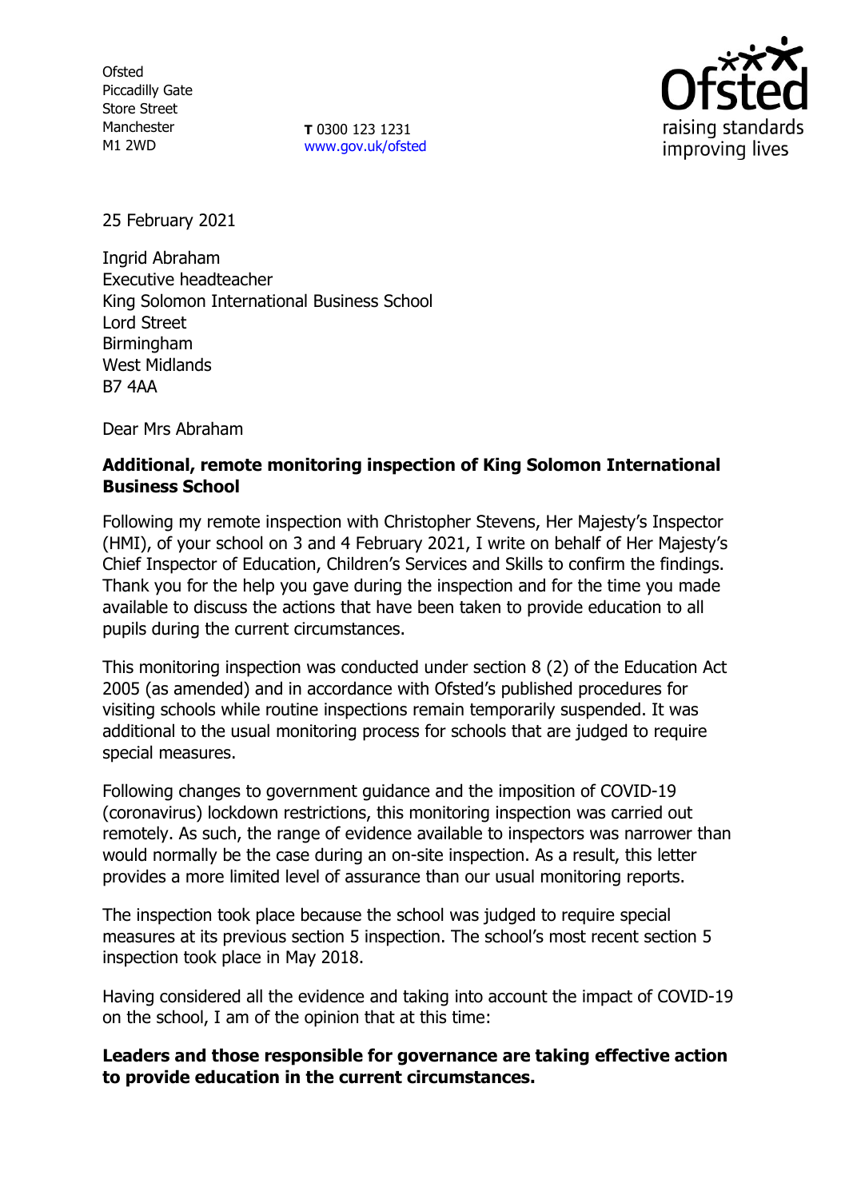Ofsted
Piccadilly Gate
Store Street
Manchester
M1 2WD

**T** 0300 123 1231
www.gov.uk/ofsted

25 February 2021

Ingrid Abraham
Executive headteacher
King Solomon International Business School
Lord Street
Birmingham
West Midlands
B7 4AA

Dear Mrs Abraham

**Additional, remote monitoring inspection of King Solomon International Business School**

Following my remote inspection with Christopher Stevens, Her Majesty's Inspector (HMI), of your school on 3 and 4 February 2021, I write on behalf of Her Majesty's Chief Inspector of Education, Children's Services and Skills to confirm the findings. Thank you for the help you gave during the inspection and for the time you made available to discuss the actions that have been taken to provide education to all pupils during the current circumstances.

This monitoring inspection was conducted under section 8 (2) of the Education Act 2005 (as amended) and in accordance with Ofsted's published procedures for visiting schools while routine inspections remain temporarily suspended. It was additional to the usual monitoring process for schools that are judged to require special measures.

Following changes to government guidance and the imposition of COVID-19 (coronavirus) lockdown restrictions, this monitoring inspection was carried out remotely. As such, the range of evidence available to inspectors was narrower than would normally be the case during an on-site inspection. As a result, this letter provides a more limited level of assurance than our usual monitoring reports.

The inspection took place because the school was judged to require special measures at its previous section 5 inspection. The school's most recent section 5 inspection took place in May 2018.

Having considered all the evidence and taking into account the impact of COVID-19 on the school, I am of the opinion that at this time:

**Leaders and those responsible for governance are taking effective action to provide education in the current circumstances.**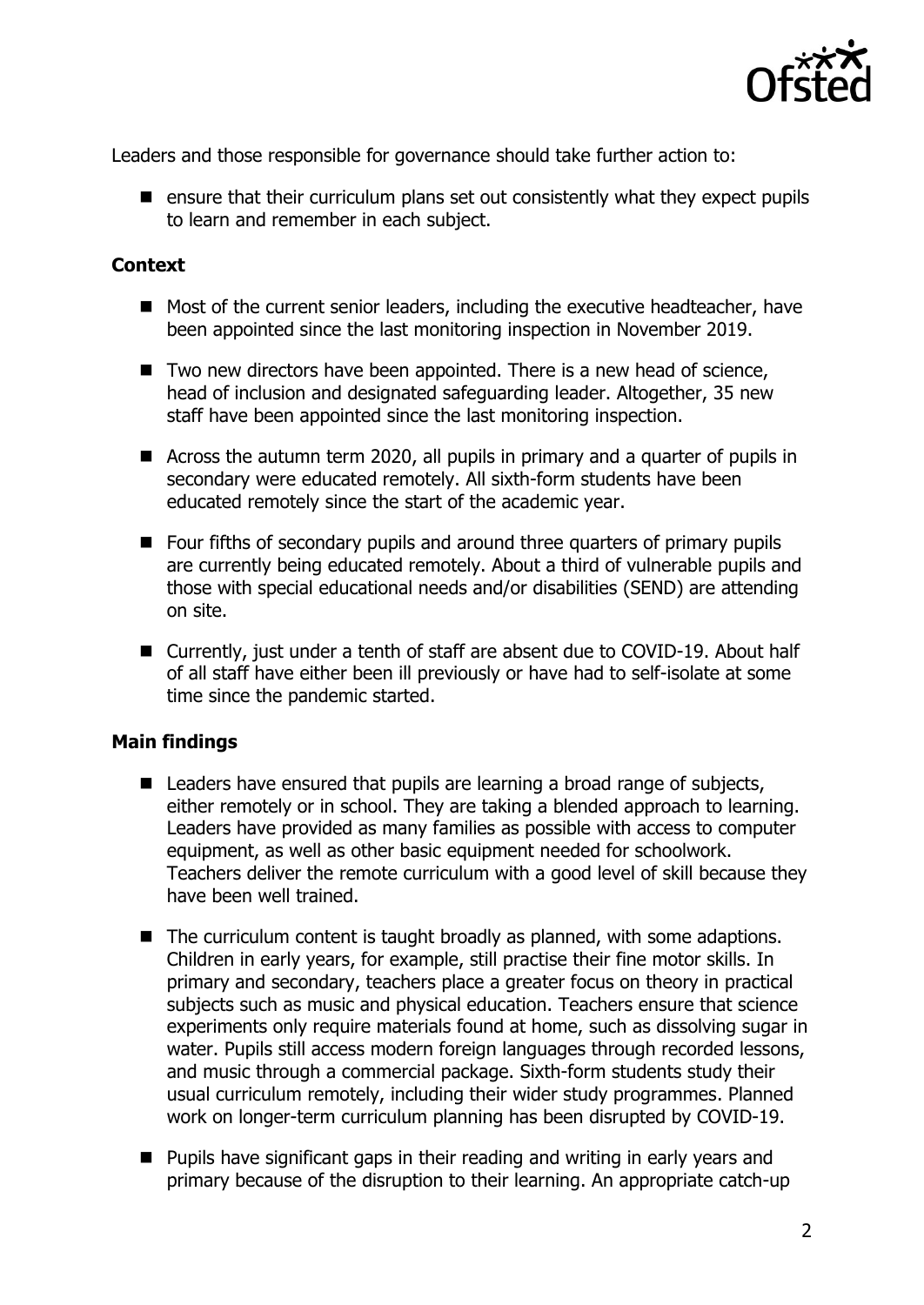Leaders and those responsible for governance should take further action to:

- ensure that their curriculum plans set out consistently what they expect pupils to learn and remember in each subject.

### Context

- Most of the current senior leaders, including the executive headteacher, have been appointed since the last monitoring inspection in November 2019.
- Two new directors have been appointed. There is a new head of science, head of inclusion and designated safeguarding leader. Altogether, 35 new staff have been appointed since the last monitoring inspection.
- Across the autumn term 2020, all pupils in primary and a quarter of pupils in secondary were educated remotely. All sixth-form students have been educated remotely since the start of the academic year.
- Four fifths of secondary pupils and around three quarters of primary pupils are currently being educated remotely. About a third of vulnerable pupils and those with special educational needs and/or disabilities (SEND) are attending on site.
- Currently, just under a tenth of staff are absent due to COVID-19. About half of all staff have either been ill previously or have had to self-isolate at some time since the pandemic started.

### Main findings

- Leaders have ensured that pupils are learning a broad range of subjects, either remotely or in school. They are taking a blended approach to learning. Leaders have provided as many families as possible with access to computer equipment, as well as other basic equipment needed for schoolwork. Teachers deliver the remote curriculum with a good level of skill because they have been well trained.
- The curriculum content is taught broadly as planned, with some adaptions. Children in early years, for example, still practise their fine motor skills. In primary and secondary, teachers place a greater focus on theory in practical subjects such as music and physical education. Teachers ensure that science experiments only require materials found at home, such as dissolving sugar in water. Pupils still access modern foreign languages through recorded lessons, and music through a commercial package. Sixth-form students study their usual curriculum remotely, including their wider study programmes. Planned work on longer-term curriculum planning has been disrupted by COVID-19.
- Pupils have significant gaps in their reading and writing in early years and primary because of the disruption to their learning. An appropriate catch-up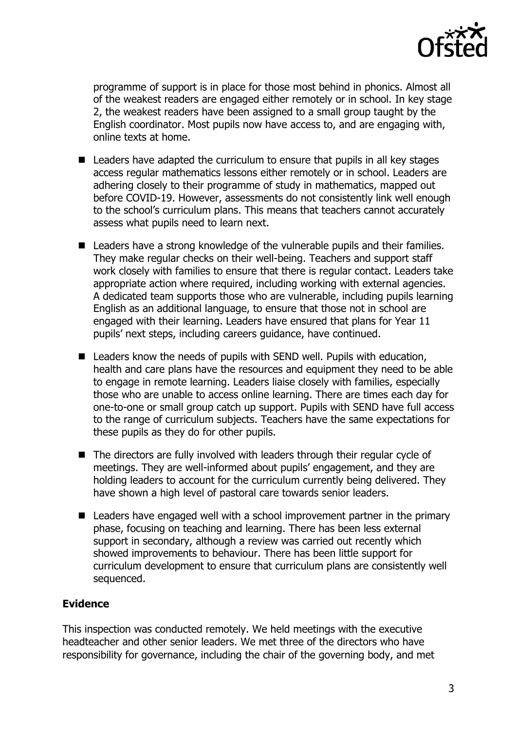programme of support is in place for those most behind in phonics. Almost all of the weakest readers are engaged either remotely or in school. In key stage 2, the weakest readers have been assigned to a small group taught by the English coordinator. Most pupils now have access to, and are engaging with, online texts at home.

- Leaders have adapted the curriculum to ensure that pupils in all key stages access regular mathematics lessons either remotely or in school. Leaders are adhering closely to their programme of study in mathematics, mapped out before COVID-19. However, assessments do not consistently link well enough to the school's curriculum plans. This means that teachers cannot accurately assess what pupils need to learn next.
- Leaders have a strong knowledge of the vulnerable pupils and their families. They make regular checks on their well-being. Teachers and support staff work closely with families to ensure that there is regular contact. Leaders take appropriate action where required, including working with external agencies. A dedicated team supports those who are vulnerable, including pupils learning English as an additional language, to ensure that those not in school are engaged with their learning. Leaders have ensured that plans for Year 11 pupils' next steps, including careers guidance, have continued.
- Leaders know the needs of pupils with SEND well. Pupils with education, health and care plans have the resources and equipment they need to be able to engage in remote learning. Leaders liaise closely with families, especially those who are unable to access online learning. There are times each day for one-to-one or small group catch up support. Pupils with SEND have full access to the range of curriculum subjects. Teachers have the same expectations for these pupils as they do for other pupils.
- The directors are fully involved with leaders through their regular cycle of meetings. They are well-informed about pupils' engagement, and they are holding leaders to account for the curriculum currently being delivered. They have shown a high level of pastoral care towards senior leaders.
- Leaders have engaged well with a school improvement partner in the primary phase, focusing on teaching and learning. There has been less external support in secondary, although a review was carried out recently which showed improvements to behaviour. There has been little support for curriculum development to ensure that curriculum plans are consistently well sequenced.

### Evidence

This inspection was conducted remotely. We held meetings with the executive headteacher and other senior leaders. We met three of the directors who have responsibility for governance, including the chair of the governing body, and met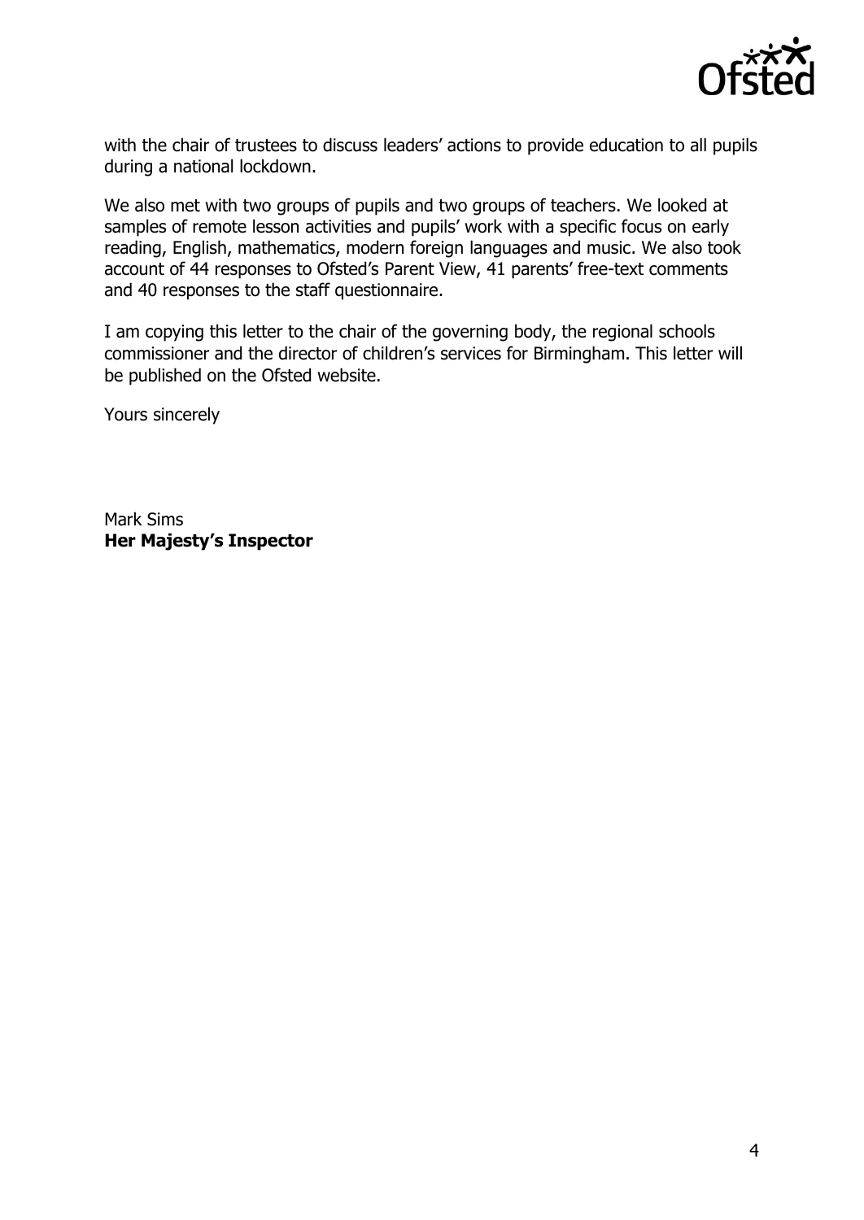with the chair of trustees to discuss leaders' actions to provide education to all pupils during a national lockdown.

We also met with two groups of pupils and two groups of teachers. We looked at samples of remote lesson activities and pupils' work with a specific focus on early reading, English, mathematics, modern foreign languages and music. We also took account of 44 responses to Ofsted's Parent View, 41 parents' free-text comments and 40 responses to the staff questionnaire.

I am copying this letter to the chair of the governing body, the regional schools commissioner and the director of children's services for Birmingham. This letter will be published on the Ofsted website.

Yours sincerely

Mark Sims
**Her Majesty's Inspector**